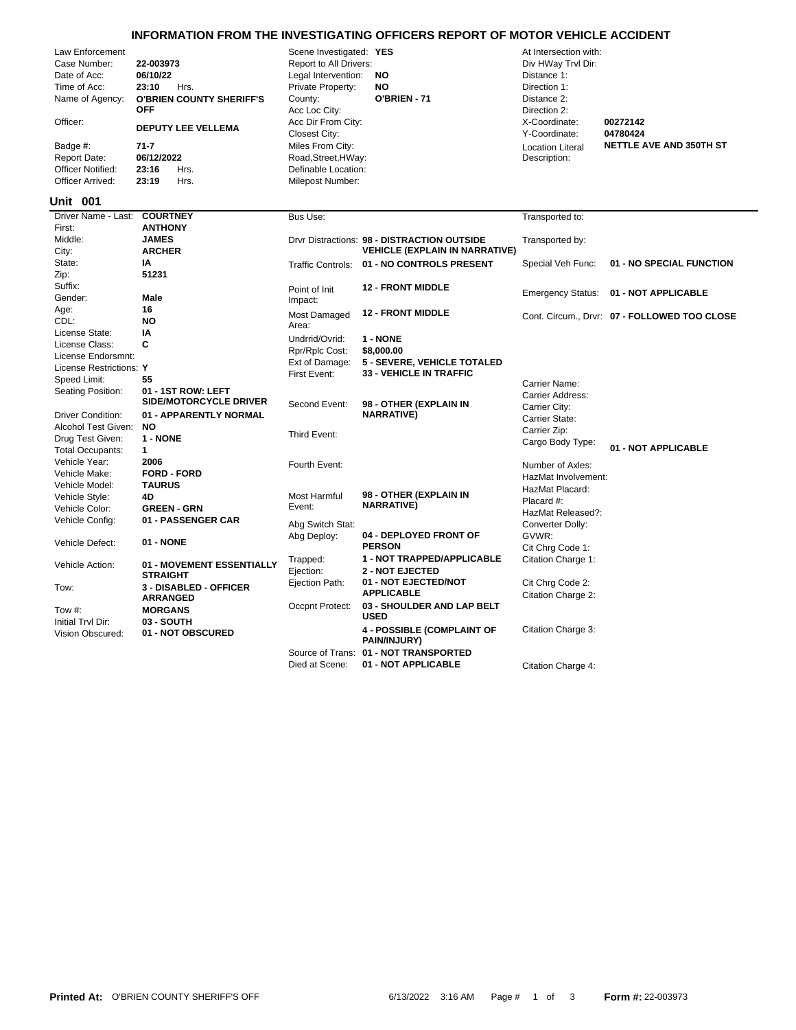# INFORMATION FROM THE INVESTIGATING OFFICERS REPORT OF MOTOR VEHICLE ACCIDENT

| Field | Value | Field | Value | Field | Value |
|---|---|---|---|---|---|
| Law Enforcement | | Scene Investigated: | **YES** | At Intersection with: | |
| Case Number: | **22-003973** | Report to All Drivers: | | Div HWay Trvl Dir: | |
| Date of Acc: | **06/10/22** | Legal Intervention: | **NO** | Distance 1: | |
| Time of Acc: | **23:10** Hrs. | Private Property: | **NO** | Direction 1: | |
| Name of Agency: | **O'BRIEN COUNTY SHERIFF'S OFF** | County: | **O'BRIEN - 71** | Distance 2: | |
| | | Acc Loc City: | | Direction 2: | |
| Officer: | **DEPUTY LEE VELLEMA** | Acc Dir From City: | | X-Coordinate: | **00272142** |
| | | Closest City: | | Y-Coordinate: | **04780424** |
| Badge #: | **71-7** | Miles From City: | | Location Literal Description: | **NETTLE AVE AND 350TH ST** |
| Report Date: | **06/12/2022** | Road,Street,HWay: | | | |
| Officer Notified: | **23:16** Hrs. | Definable Location: | | | |
| Officer Arrived: | **23:19** Hrs. | Milepost Number: | | | |

## Unit 001

| Field | Value | Field | Value | Field | Value |
|---|---|---|---|---|---|
| Driver Name - Last: | **COURTNEY** | Bus Use: | | Transported to: | |
| First: | **ANTHONY** | | | | |
| Middle: | **JAMES** | Drvr Distractions: | **98 - DISTRACTION OUTSIDE VEHICLE (EXPLAIN IN NARRATIVE)** | Transported by: | |
| City: | **ARCHER** | | | | |
| State: | **IA** | Traffic Controls: | **01 - NO CONTROLS PRESENT** | Special Veh Func: | **01 - NO SPECIAL FUNCTION** |
| Zip: | **51231** | | | | |
| Suffix: | | Point of Init Impact: | **12 - FRONT MIDDLE** | Emergency Status: | **01 - NOT APPLICABLE** |
| Gender: | **Male** | | | | |
| Age: | **16** | Most Damaged Area: | **12 - FRONT MIDDLE** | Cont. Circum., Drvr: | **07 - FOLLOWED TOO CLOSE** |
| CDL: | **NO** | | | | |
| License State: | **IA** | Undrrid/Ovrid: | **1 - NONE** | | |
| License Class: | **C** | Rpr/Rplc Cost: | **$8,000.00** | | |
| License Endorsmnt: | | Ext of Damage: | **5 - SEVERE, VEHICLE TOTALED** | | |
| License Restrictions: | **Y** | First Event: | **33 - VEHICLE IN TRAFFIC** | | |
| Speed Limit: | **55** | | | Carrier Name: | |
| Seating Position: | **01 - 1ST ROW: LEFT SIDE/MOTORCYCLE DRIVER** | | | Carrier Address: | |
| | | Second Event: | **98 - OTHER (EXPLAIN IN NARRATIVE)** | Carrier City: | |
| Driver Condition: | **01 - APPARENTLY NORMAL** | | | Carrier State: | |
| Alcohol Test Given: | **NO** | Third Event: | | Carrier Zip: | |
| Drug Test Given: | **1 - NONE** | | | Cargo Body Type: | **01 - NOT APPLICABLE** |
| Total Occupants: | **1** | | | | |
| Vehicle Year: | **2006** | Fourth Event: | | Number of Axles: | |
| Vehicle Make: | **FORD - FORD** | | | HazMat Involvement: | |
| Vehicle Model: | **TAURUS** | | | HazMat Placard: | |
| Vehicle Style: | **4D** | Most Harmful Event: | **98 - OTHER (EXPLAIN IN NARRATIVE)** | Placard #: | |
| Vehicle Color: | **GREEN - GRN** | | | HazMat Released?: | |
| Vehicle Config: | **01 - PASSENGER CAR** | Abg Switch Stat: | | Converter Dolly: | |
| Vehicle Defect: | **01 - NONE** | Abg Deploy: | **04 - DEPLOYED FRONT OF PERSON** | GVWR: | |
| | | | | Cit Chrg Code 1: | |
| Vehicle Action: | **01 - MOVEMENT ESSENTIALLY STRAIGHT** | Trapped: | **1 - NOT TRAPPED/APPLICABLE** | Citation Charge 1: | |
| | | Ejection: | **2 - NOT EJECTED** | | |
| Tow: | **3 - DISABLED - OFFICER ARRANGED** | Ejection Path: | **01 - NOT EJECTED/NOT APPLICABLE** | Cit Chrg Code 2: | |
| | | | | Citation Charge 2: | |
| Tow #: | **MORGANS** | Occpnt Protect: | **03 - SHOULDER AND LAP BELT USED** | | |
| Initial Trvl Dir: | **03 - SOUTH** | | | | |
| Vision Obscured: | **01 - NOT OBSCURED** | | **4 - POSSIBLE (COMPLAINT OF PAIN/INJURY)** | Citation Charge 3: | |
| | | Source of Trans: | **01 - NOT TRANSPORTED** | | |
| | | Died at Scene: | **01 - NOT APPLICABLE** | Citation Charge 4: | |

**Printed At:** O'BRIEN COUNTY SHERIFF'S OFF 6/13/2022 3:16 AM **Form #:** 22-003973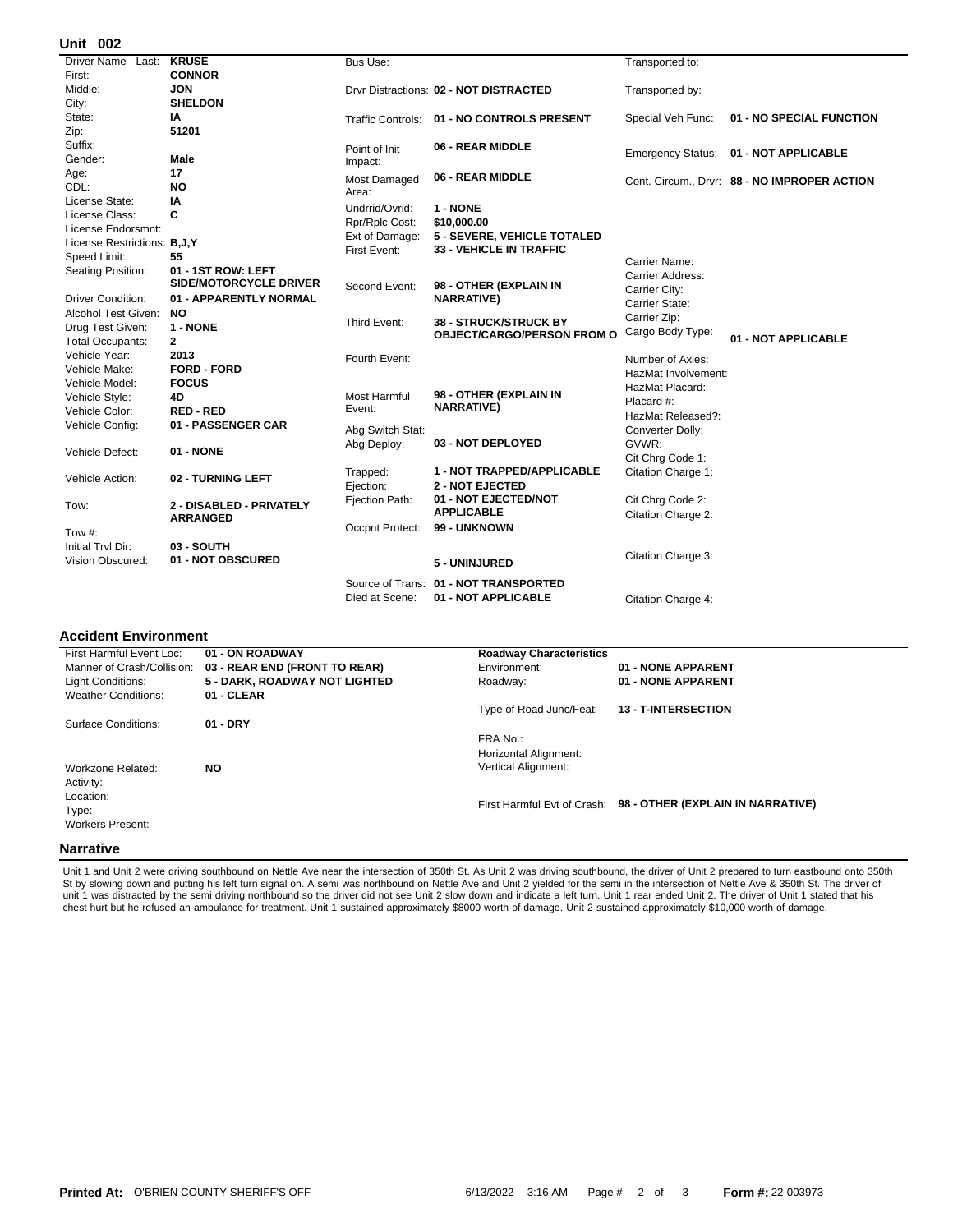## Unit 002

| | | | | | |
|---|---|---|---|---|---|
| Driver Name - Last: | **KRUSE** | Bus Use: | | Transported to: | |
| First: | **CONNOR** | | | | |
| Middle: | **JON** | Drvr Distractions: | **02 - NOT DISTRACTED** | Transported by: | |
| City: | **SHELDON** | | | | |
| State: | **IA** | Traffic Controls: | **01 - NO CONTROLS PRESENT** | Special Veh Func: | **01 - NO SPECIAL FUNCTION** |
| Zip: | **51201** | | | | |
| Suffix: | | Point of Init Impact: | **06 - REAR MIDDLE** | Emergency Status: | **01 - NOT APPLICABLE** |
| Gender: | **Male** | | | | |
| Age: | **17** | Most Damaged Area: | **06 - REAR MIDDLE** | Cont. Circum., Drvr: | **88 - NO IMPROPER ACTION** |
| CDL: | **NO** | | | | |
| License State: | **IA** | Undrrid/Ovrid: | **1 - NONE** | | |
| License Class: | **C** | Rpr/Rplc Cost: | **$10,000.00** | | |
| License Endorsmnt: | | Ext of Damage: | **5 - SEVERE, VEHICLE TOTALED** | | |
| License Restrictions: | **B,J,Y** | First Event: | **33 - VEHICLE IN TRAFFIC** | | |
| Speed Limit: | **55** | | | Carrier Name: | |
| Seating Position: | **01 - 1ST ROW: LEFT SIDE/MOTORCYCLE DRIVER** | Second Event: | **98 - OTHER (EXPLAIN IN NARRATIVE)** | Carrier Address: | |
| | | | | Carrier City: | |
| Driver Condition: | **01 - APPARENTLY NORMAL** | | | Carrier State: | |
| Alcohol Test Given: | **NO** | Third Event: | **38 - STRUCK/STRUCK BY OBJECT/CARGO/PERSON FROM O** | Carrier Zip: | |
| Drug Test Given: | **1 - NONE** | | | Cargo Body Type: | **01 - NOT APPLICABLE** |
| Total Occupants: | **2** | | | | |
| Vehicle Year: | **2013** | Fourth Event: | | Number of Axles: | |
| Vehicle Make: | **FORD - FORD** | | | HazMat Involvement: | |
| Vehicle Model: | **FOCUS** | | | HazMat Placard: | |
| Vehicle Style: | **4D** | Most Harmful Event: | **98 - OTHER (EXPLAIN IN NARRATIVE)** | Placard #: | |
| Vehicle Color: | **RED - RED** | | | HazMat Released?: | |
| Vehicle Config: | **01 - PASSENGER CAR** | Abg Switch Stat: | | Converter Dolly: | |
| Vehicle Defect: | **01 - NONE** | Abg Deploy: | **03 - NOT DEPLOYED** | GVWR: | |
| | | | | Cit Chrg Code 1: | |
| Vehicle Action: | **02 - TURNING LEFT** | Trapped: | **1 - NOT TRAPPED/APPLICABLE** | Citation Charge 1: | |
| | | Ejection: | **2 - NOT EJECTED** | | |
| Tow: | **2 - DISABLED - PRIVATELY ARRANGED** | Ejection Path: | **01 - NOT EJECTED/NOT APPLICABLE** | Cit Chrg Code 2: | |
| | | | | Citation Charge 2: | |
| Tow #: | | Occpnt Protect: | **99 - UNKNOWN** | | |
| Initial Trvl Dir: | **03 - SOUTH** | | | | |
| Vision Obscured: | **01 - NOT OBSCURED** | | **5 - UNINJURED** | Citation Charge 3: | |
| | | Source of Trans: | **01 - NOT TRANSPORTED** | | |
| | | Died at Scene: | **01 - NOT APPLICABLE** | Citation Charge 4: | |

## Accident Environment

| | | | |
|---|---|---|---|
| First Harmful Event Loc: | **01 - ON ROADWAY** | **Roadway Characteristics** | |
| Manner of Crash/Collision: | **03 - REAR END (FRONT TO REAR)** | Environment: | **01 - NONE APPARENT** |
| Light Conditions: | **5 - DARK, ROADWAY NOT LIGHTED** | Roadway: | **01 - NONE APPARENT** |
| Weather Conditions: | **01 - CLEAR** | | |
| | | Type of Road Junc/Feat: | **13 - T-INTERSECTION** |
| Surface Conditions: | **01 - DRY** | | |
| | | FRA No.: | |
| | | Horizontal Alignment: | |
| Workzone Related: | **NO** | Vertical Alignment: | |
| Activity: | | | |
| Location: | | | |
| Type: | | First Harmful Evt of Crash: | **98 - OTHER (EXPLAIN IN NARRATIVE)** |
| Workers Present: | | | |

## Narrative

Unit 1 and Unit 2 were driving southbound on Nettle Ave near the intersection of 350th St. As Unit 2 was driving southbound, the driver of Unit 2 prepared to turn eastbound onto 350th St by slowing down and putting his left turn signal on. A semi was northbound on Nettle Ave and Unit 2 yielded for the semi in the intersection of Nettle Ave & 350th St. The driver of unit 1 was distracted by the semi driving northbound so the driver did not see Unit 2 slow down and indicate a left turn. Unit 1 rear ended Unit 2. The driver of Unit 1 stated that his chest hurt but he refused an ambulance for treatment. Unit 1 sustained approximately $8000 worth of damage. Unit 2 sustained approximately $10,000 worth of damage.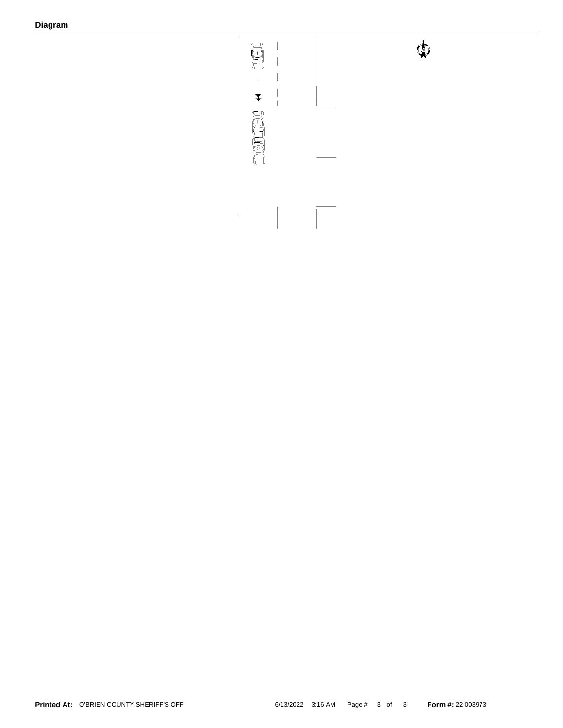## Diagram

1

1

2